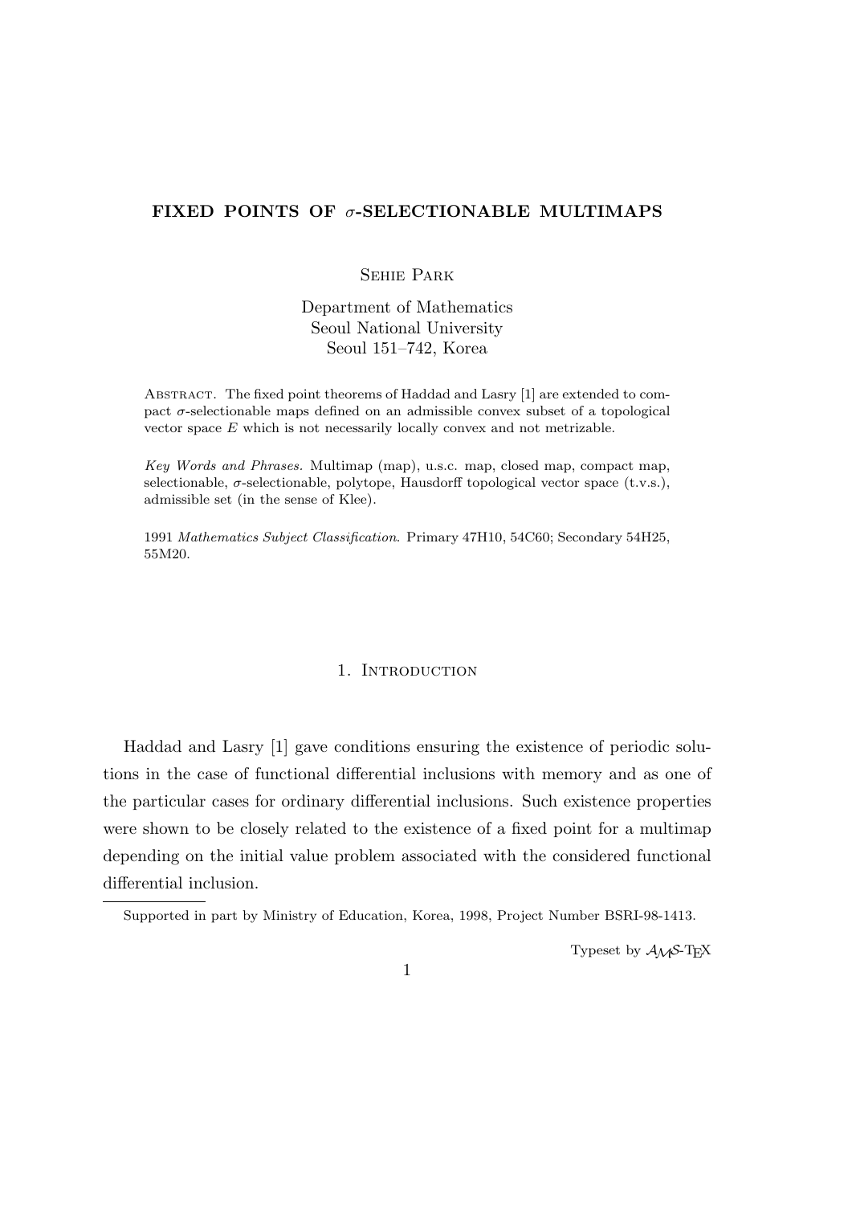# FIXED POINTS OF $\sigma$-SELECTIONABLE MULTIMAPS

Sehie Park

Department of Mathematics
Seoul National University
Seoul 151–742, Korea

Abstract. The fixed point theorems of Haddad and Lasry [1] are extended to compact $\sigma$-selectionable maps defined on an admissible convex subset of a topological vector space $E$ which is not necessarily locally convex and not metrizable.

*Key Words and Phrases.* Multimap (map), u.s.c. map, closed map, compact map, selectionable, $\sigma$-selectionable, polytope, Hausdorff topological vector space (t.v.s.), admissible set (in the sense of Klee).

1991 *Mathematics Subject Classification*. Primary 47H10, 54C60; Secondary 54H25, 55M20.

## 1. Introduction

Haddad and Lasry [1] gave conditions ensuring the existence of periodic solutions in the case of functional differential inclusions with memory and as one of the particular cases for ordinary differential inclusions. Such existence properties were shown to be closely related to the existence of a fixed point for a multimap depending on the initial value problem associated with the considered functional differential inclusion.

---

Supported in part by Ministry of Education, Korea, 1998, Project Number BSRI-98-1413.

Typeset by $\mathcal{A}\mathcal{M}\mathcal{S}$-TEX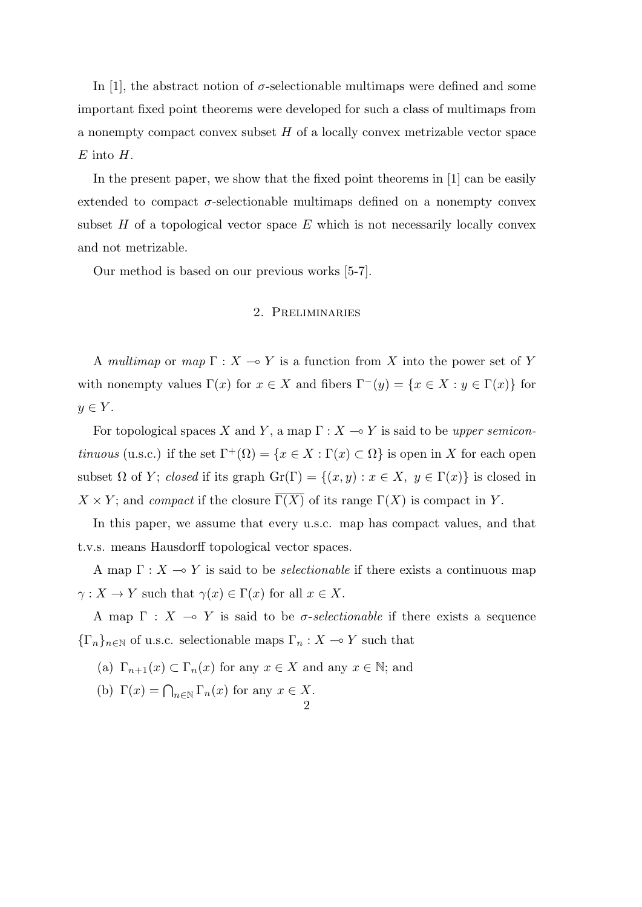In [1], the abstract notion of $\sigma$-selectionable multimaps were defined and some important fixed point theorems were developed for such a class of multimaps from a nonempty compact convex subset $H$ of a locally convex metrizable vector space $E$ into $H$.

In the present paper, we show that the fixed point theorems in [1] can be easily extended to compact $\sigma$-selectionable multimaps defined on a nonempty convex subset $H$ of a topological vector space $E$ which is not necessarily locally convex and not metrizable.

Our method is based on our previous works [5-7].

## 2. Preliminaries

A *multimap* or *map* $\Gamma : X \multimap Y$ is a function from $X$ into the power set of $Y$ with nonempty values $\Gamma(x)$ for $x \in X$ and fibers $\Gamma^{-}(y) = \{x \in X : y \in \Gamma(x)\}$ for $y \in Y$.

For topological spaces $X$ and $Y$, a map $\Gamma : X \multimap Y$ is said to be *upper semicontinuous* (u.s.c.) if the set $\Gamma^{+}(\Omega) = \{x \in X : \Gamma(x) \subset \Omega\}$ is open in $X$ for each open subset $\Omega$ of $Y$; *closed* if its graph $\mathrm{Gr}(\Gamma) = \{(x, y) : x \in X,\ y \in \Gamma(x)\}$ is closed in $X \times Y$; and *compact* if the closure $\overline{\Gamma(X)}$ of its range $\Gamma(X)$ is compact in $Y$.

In this paper, we assume that every u.s.c. map has compact values, and that t.v.s. means Hausdorff topological vector spaces.

A map $\Gamma : X \multimap Y$ is said to be *selectionable* if there exists a continuous map $\gamma : X \to Y$ such that $\gamma(x) \in \Gamma(x)$ for all $x \in X$.

A map $\Gamma : X \multimap Y$ is said to be *$\sigma$-selectionable* if there exists a sequence $\{\Gamma_n\}_{n \in \mathbb{N}}$ of u.s.c. selectionable maps $\Gamma_n : X \multimap Y$ such that

(a) $\Gamma_{n+1}(x) \subset \Gamma_n(x)$ for any $x \in X$ and any $x \in \mathbb{N}$; and

(b) $\Gamma(x) = \bigcap_{n \in \mathbb{N}} \Gamma_n(x)$ for any $x \in X$.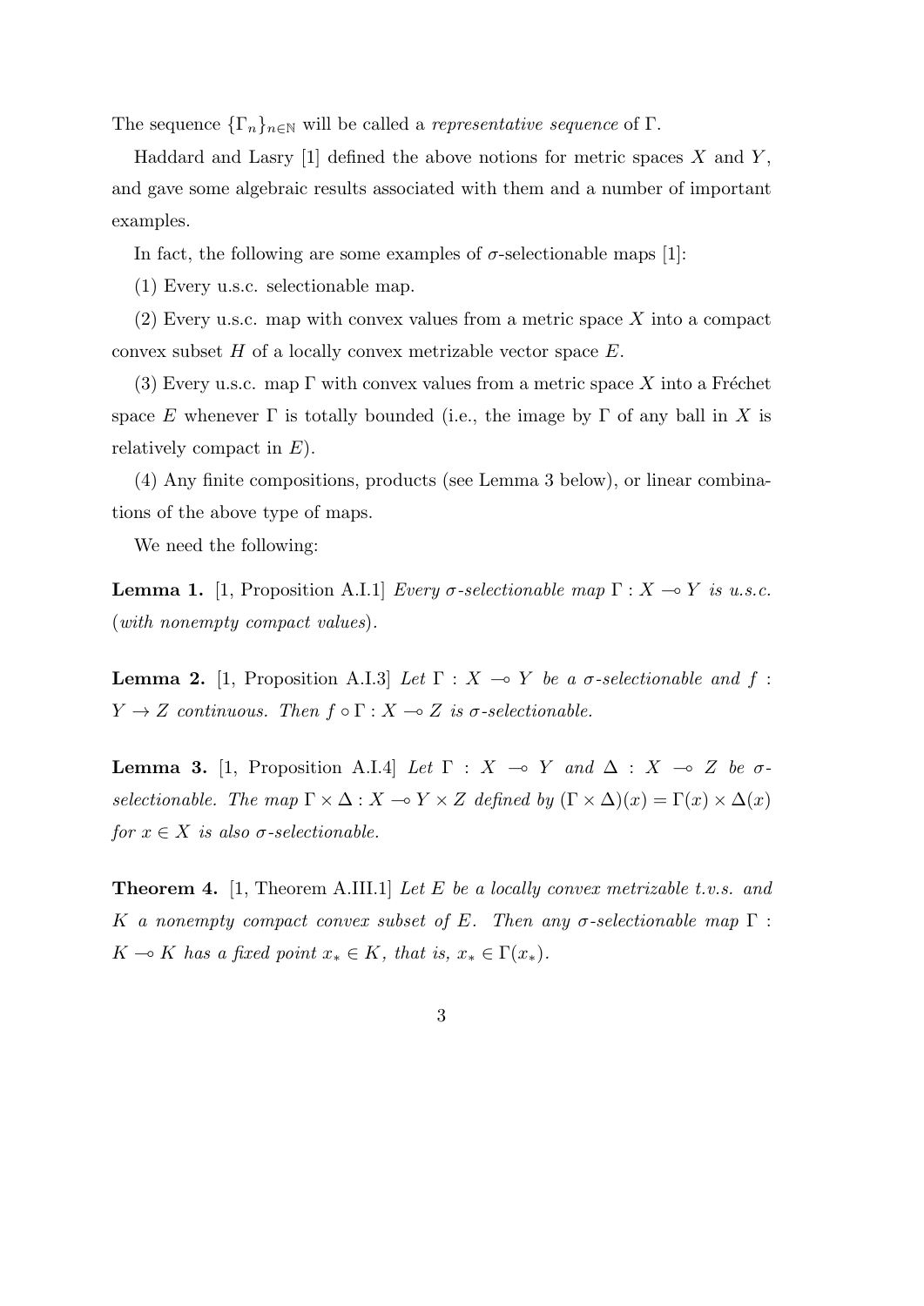The sequence $\{\Gamma_n\}_{n\in\mathbb{N}}$ will be called a *representative sequence* of $\Gamma$.

Haddard and Lasry [1] defined the above notions for metric spaces $X$ and $Y$, and gave some algebraic results associated with them and a number of important examples.

In fact, the following are some examples of $\sigma$-selectionable maps [1]:

(1) Every u.s.c. selectionable map.

(2) Every u.s.c. map with convex values from a metric space $X$ into a compact convex subset $H$ of a locally convex metrizable vector space $E$.

(3) Every u.s.c. map $\Gamma$ with convex values from a metric space $X$ into a Fréchet space $E$ whenever $\Gamma$ is totally bounded (i.e., the image by $\Gamma$ of any ball in $X$ is relatively compact in $E$).

(4) Any finite compositions, products (see Lemma 3 below), or linear combinations of the above type of maps.

We need the following:

**Lemma 1.** [1, Proposition A.I.1] *Every $\sigma$-selectionable map $\Gamma : X \multimap Y$ is u.s.c.* (*with nonempty compact values*).

**Lemma 2.** [1, Proposition A.I.3] *Let $\Gamma : X \multimap Y$ be a $\sigma$-selectionable and $f : Y \to Z$ continuous. Then $f \circ \Gamma : X \multimap Z$ is $\sigma$-selectionable.*

**Lemma 3.** [1, Proposition A.I.4] *Let $\Gamma : X \multimap Y$ and $\Delta : X \multimap Z$ be $\sigma$-selectionable. The map $\Gamma \times \Delta : X \multimap Y \times Z$ defined by $(\Gamma \times \Delta)(x) = \Gamma(x) \times \Delta(x)$ for $x \in X$ is also $\sigma$-selectionable.*

**Theorem 4.** [1, Theorem A.III.1] *Let $E$ be a locally convex metrizable t.v.s. and $K$ a nonempty compact convex subset of $E$. Then any $\sigma$-selectionable map $\Gamma : K \multimap K$ has a fixed point $x_* \in K$, that is, $x_* \in \Gamma(x_*)$.*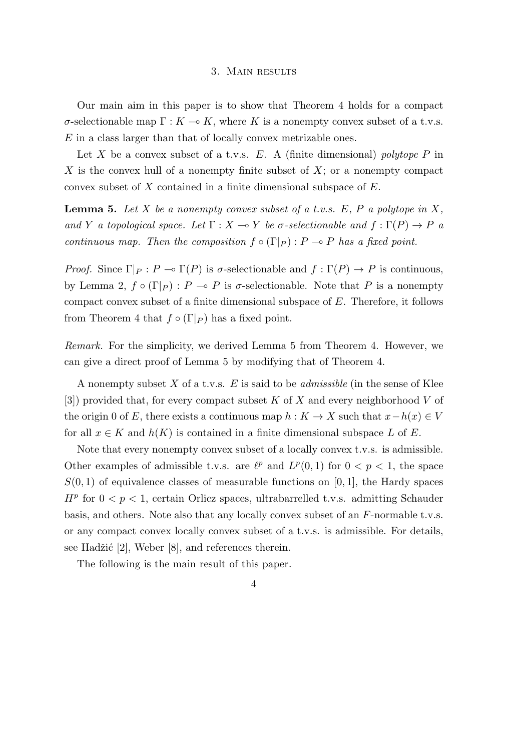## 3. Main results

Our main aim in this paper is to show that Theorem 4 holds for a compact $\sigma$-selectionable map $\Gamma : K \multimap K$, where $K$ is a nonempty convex subset of a t.v.s. $E$ in a class larger than that of locally convex metrizable ones.

Let $X$ be a convex subset of a t.v.s. $E$. A (finite dimensional) *polytope* $P$ in $X$ is the convex hull of a nonempty finite subset of $X$; or a nonempty compact convex subset of $X$ contained in a finite dimensional subspace of $E$.

**Lemma 5.** *Let $X$ be a nonempty convex subset of a t.v.s. $E$, $P$ a polytope in $X$, and $Y$ a topological space. Let $\Gamma : X \multimap Y$ be $\sigma$-selectionable and $f : \Gamma(P) \to P$ a continuous map. Then the composition $f \circ (\Gamma|_P) : P \multimap P$ has a fixed point.*

*Proof.* Since $\Gamma|_P : P \multimap \Gamma(P)$ is $\sigma$-selectionable and $f : \Gamma(P) \to P$ is continuous, by Lemma 2, $f \circ (\Gamma|_P) : P \multimap P$ is $\sigma$-selectionable. Note that $P$ is a nonempty compact convex subset of a finite dimensional subspace of $E$. Therefore, it follows from Theorem 4 that $f \circ (\Gamma|_P)$ has a fixed point.

*Remark.* For the simplicity, we derived Lemma 5 from Theorem 4. However, we can give a direct proof of Lemma 5 by modifying that of Theorem 4.

A nonempty subset $X$ of a t.v.s. $E$ is said to be *admissible* (in the sense of Klee [3]) provided that, for every compact subset $K$ of $X$ and every neighborhood $V$ of the origin 0 of $E$, there exists a continuous map $h : K \to X$ such that $x - h(x) \in V$ for all $x \in K$ and $h(K)$ is contained in a finite dimensional subspace $L$ of $E$.

Note that every nonempty convex subset of a locally convex t.v.s. is admissible. Other examples of admissible t.v.s. are $\ell^p$ and $L^p(0, 1)$ for $0 < p < 1$, the space $S(0, 1)$ of equivalence classes of measurable functions on $[0, 1]$, the Hardy spaces $H^p$ for $0 < p < 1$, certain Orlicz spaces, ultrabarrelled t.v.s. admitting Schauder basis, and others. Note also that any locally convex subset of an $F$-normable t.v.s. or any compact convex locally convex subset of a t.v.s. is admissible. For details, see Hadžić [2], Weber [8], and references therein.

The following is the main result of this paper.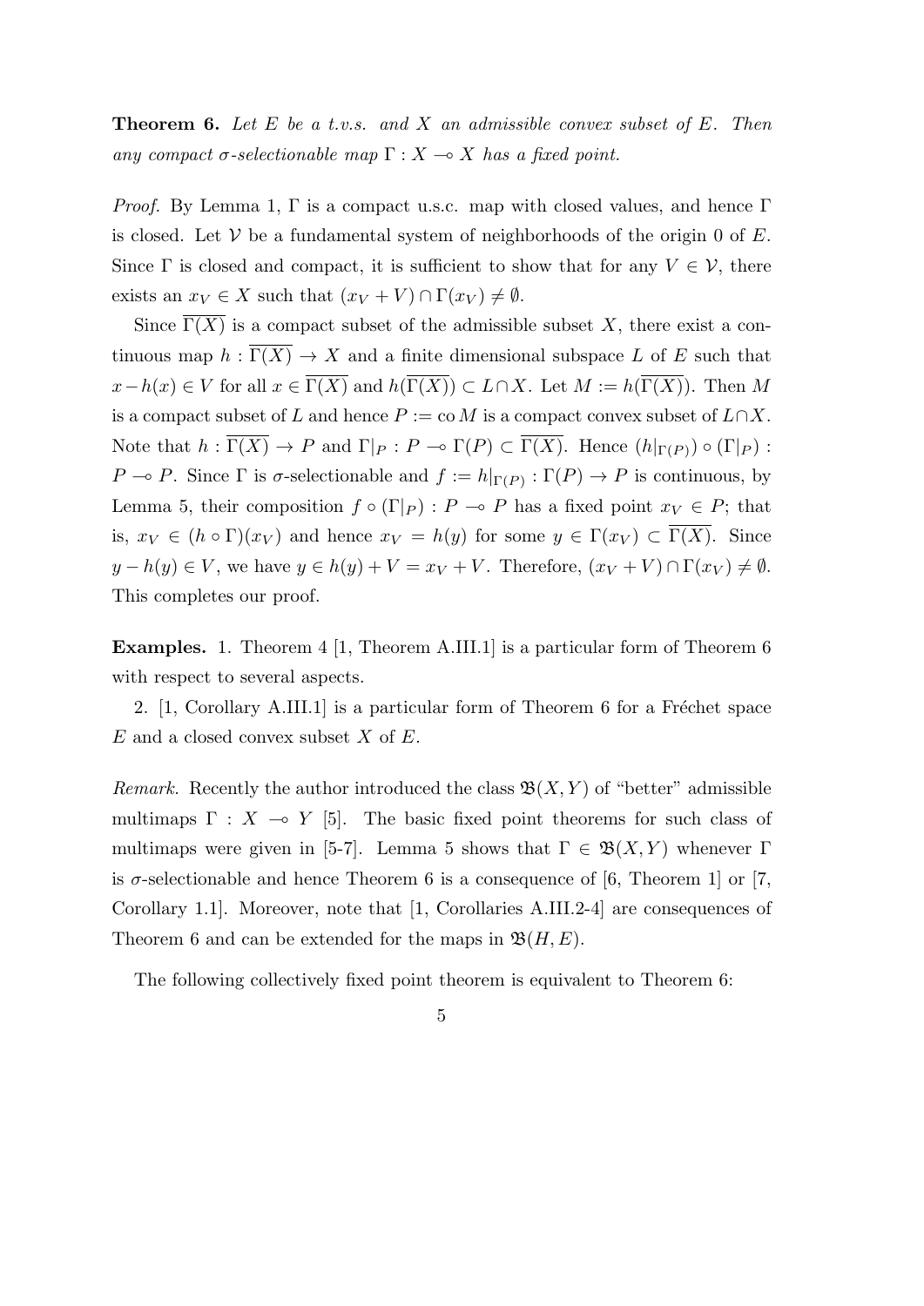**Theorem 6.** *Let $E$ be a t.v.s. and $X$ an admissible convex subset of $E$. Then any compact $\sigma$-selectionable map $\Gamma : X \multimap X$ has a fixed point.*

*Proof.* By Lemma 1, $\Gamma$ is a compact u.s.c. map with closed values, and hence $\Gamma$ is closed. Let $\mathcal{V}$ be a fundamental system of neighborhoods of the origin 0 of $E$. Since $\Gamma$ is closed and compact, it is sufficient to show that for any $V \in \mathcal{V}$, there exists an $x_V \in X$ such that $(x_V + V) \cap \Gamma(x_V) \neq \emptyset$.

Since $\overline{\Gamma(X)}$ is a compact subset of the admissible subset $X$, there exist a continuous map $h : \overline{\Gamma(X)} \to X$ and a finite dimensional subspace $L$ of $E$ such that $x - h(x) \in V$ for all $x \in \overline{\Gamma(X)}$ and $h(\overline{\Gamma(X)}) \subset L \cap X$. Let $M := h(\overline{\Gamma(X)})$. Then $M$ is a compact subset of $L$ and hence $P := \operatorname{co} M$ is a compact convex subset of $L \cap X$. Note that $h : \overline{\Gamma(X)} \to P$ and $\Gamma|_P : P \multimap \Gamma(P) \subset \overline{\Gamma(X)}$. Hence $(h|_{\Gamma(P)}) \circ (\Gamma|_P) : P \multimap P$. Since $\Gamma$ is $\sigma$-selectionable and $f := h|_{\Gamma(P)} : \Gamma(P) \to P$ is continuous, by Lemma 5, their composition $f \circ (\Gamma|_P) : P \multimap P$ has a fixed point $x_V \in P$; that is, $x_V \in (h \circ \Gamma)(x_V)$ and hence $x_V = h(y)$ for some $y \in \Gamma(x_V) \subset \overline{\Gamma(X)}$. Since $y - h(y) \in V$, we have $y \in h(y) + V = x_V + V$. Therefore, $(x_V + V) \cap \Gamma(x_V) \neq \emptyset$. This completes our proof.

**Examples.** 1. Theorem 4 [1, Theorem A.III.1] is a particular form of Theorem 6 with respect to several aspects.

2. [1, Corollary A.III.1] is a particular form of Theorem 6 for a Fréchet space $E$ and a closed convex subset $X$ of $E$.

*Remark.* Recently the author introduced the class $\mathfrak{B}(X, Y)$ of "better" admissible multimaps $\Gamma : X \multimap Y$ [5]. The basic fixed point theorems for such class of multimaps were given in [5-7]. Lemma 5 shows that $\Gamma \in \mathfrak{B}(X, Y)$ whenever $\Gamma$ is $\sigma$-selectionable and hence Theorem 6 is a consequence of [6, Theorem 1] or [7, Corollary 1.1]. Moreover, note that [1, Corollaries A.III.2-4] are consequences of Theorem 6 and can be extended for the maps in $\mathfrak{B}(H, E)$.

The following collectively fixed point theorem is equivalent to Theorem 6: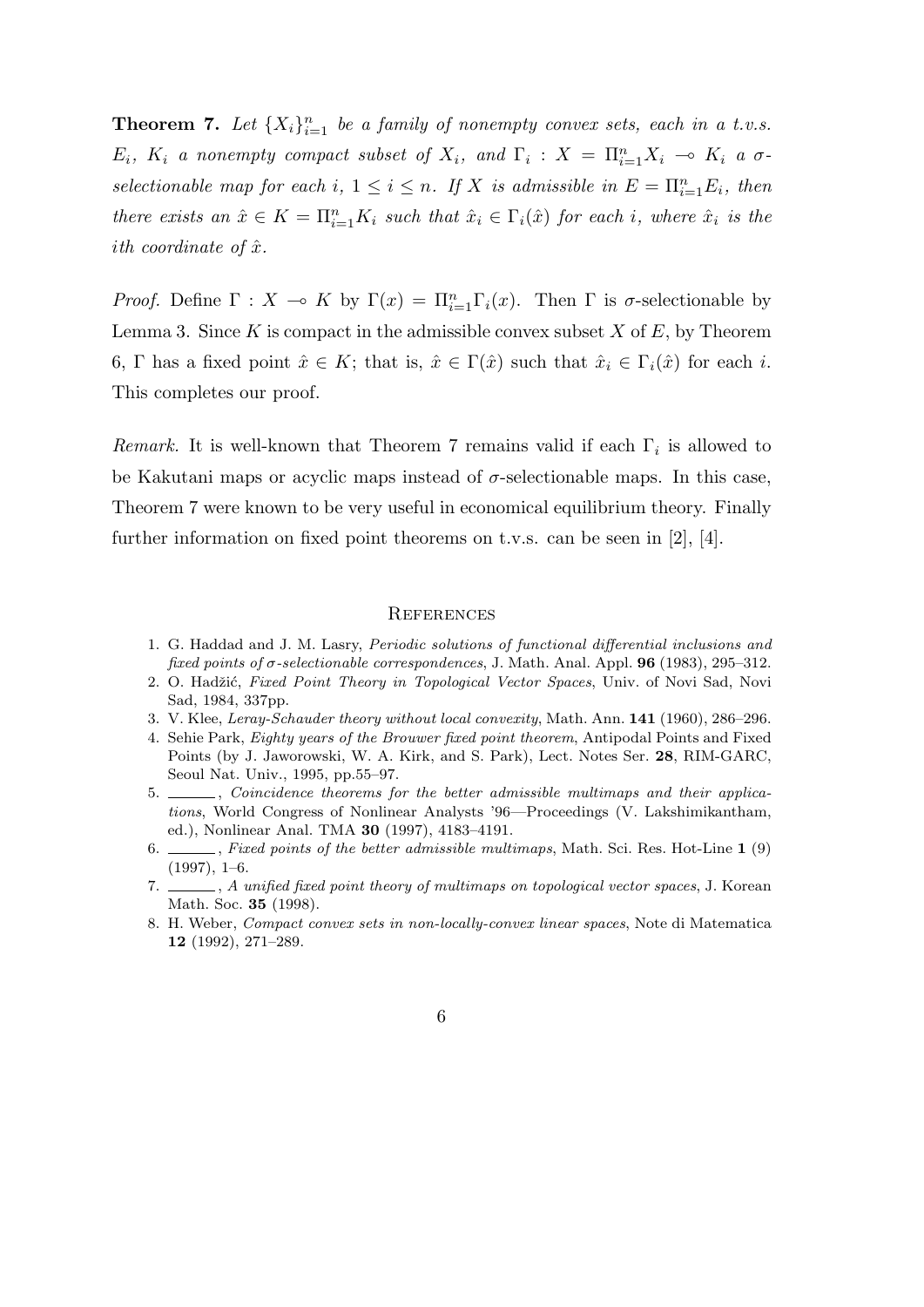**Theorem 7.** *Let $\{X_i\}_{i=1}^n$ be a family of nonempty convex sets, each in a t.v.s. $E_i$, $K_i$ a nonempty compact subset of $X_i$, and $\Gamma_i : X = \Pi_{i=1}^n X_i \multimap K_i$ a $\sigma$-selectionable map for each $i$, $1 \leq i \leq n$. If $X$ is admissible in $E = \Pi_{i=1}^n E_i$, then there exists an $\hat{x} \in K = \Pi_{i=1}^n K_i$ such that $\hat{x}_i \in \Gamma_i(\hat{x})$ for each $i$, where $\hat{x}_i$ is the $i$th coordinate of $\hat{x}$.*

*Proof.* Define $\Gamma : X \multimap K$ by $\Gamma(x) = \Pi_{i=1}^n \Gamma_i(x)$. Then $\Gamma$ is $\sigma$-selectionable by Lemma 3. Since $K$ is compact in the admissible convex subset $X$ of $E$, by Theorem 6, $\Gamma$ has a fixed point $\hat{x} \in K$; that is, $\hat{x} \in \Gamma(\hat{x})$ such that $\hat{x}_i \in \Gamma_i(\hat{x})$ for each $i$. This completes our proof.

*Remark.* It is well-known that Theorem 7 remains valid if each $\Gamma_i$ is allowed to be Kakutani maps or acyclic maps instead of $\sigma$-selectionable maps. In this case, Theorem 7 were known to be very useful in economical equilibrium theory. Finally further information on fixed point theorems on t.v.s. can be seen in [2], [4].

## References

1. G. Haddad and J. M. Lasry, *Periodic solutions of functional differential inclusions and fixed points of $\sigma$-selectionable correspondences*, J. Math. Anal. Appl. **96** (1983), 295–312.
2. O. Hadžić, *Fixed Point Theory in Topological Vector Spaces*, Univ. of Novi Sad, Novi Sad, 1984, 337pp.
3. V. Klee, *Leray-Schauder theory without local convexity*, Math. Ann. **141** (1960), 286–296.
4. Sehie Park, *Eighty years of the Brouwer fixed point theorem*, Antipodal Points and Fixed Points (by J. Jaworowski, W. A. Kirk, and S. Park), Lect. Notes Ser. **28**, RIM-GARC, Seoul Nat. Univ., 1995, pp.55–97.
5. ______, *Coincidence theorems for the better admissible multimaps and their applications*, World Congress of Nonlinear Analysts '96—Proceedings (V. Lakshimikantham, ed.), Nonlinear Anal. TMA **30** (1997), 4183–4191.
6. ______, *Fixed points of the better admissible multimaps*, Math. Sci. Res. Hot-Line **1** (9) (1997), 1–6.
7. ______, *A unified fixed point theory of multimaps on topological vector spaces*, J. Korean Math. Soc. **35** (1998).
8. H. Weber, *Compact convex sets in non-locally-convex linear spaces*, Note di Matematica **12** (1992), 271–289.